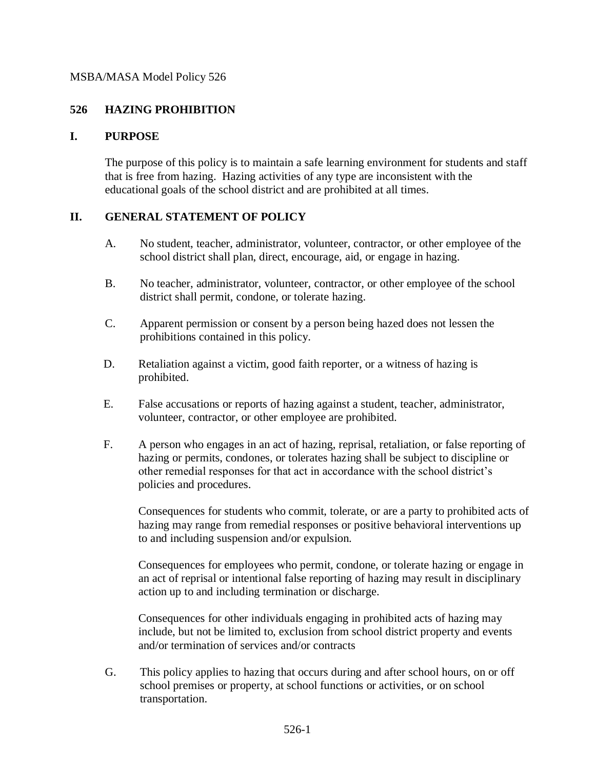MSBA/MASA Model Policy 526

# 526 HAZING PROHIBITION

## I. PURPOSE

The purpose of this policy is to maintain a safe learning environment for students and staff that is free from hazing. Hazing activities of any type are inconsistent with the educational goals of the school district and are prohibited at all times.

## II. GENERAL STATEMENT OF POLICY

A. No student, teacher, administrator, volunteer, contractor, or other employee of the school district shall plan, direct, encourage, aid, or engage in hazing.

B. No teacher, administrator, volunteer, contractor, or other employee of the school district shall permit, condone, or tolerate hazing.

C. Apparent permission or consent by a person being hazed does not lessen the prohibitions contained in this policy.

D. Retaliation against a victim, good faith reporter, or a witness of hazing is prohibited.

E. False accusations or reports of hazing against a student, teacher, administrator, volunteer, contractor, or other employee are prohibited.

F. A person who engages in an act of hazing, reprisal, retaliation, or false reporting of hazing or permits, condones, or tolerates hazing shall be subject to discipline or other remedial responses for that act in accordance with the school district's policies and procedures.

   Consequences for students who commit, tolerate, or are a party to prohibited acts of hazing may range from remedial responses or positive behavioral interventions up to and including suspension and/or expulsion.

   Consequences for employees who permit, condone, or tolerate hazing or engage in an act of reprisal or intentional false reporting of hazing may result in disciplinary action up to and including termination or discharge.

   Consequences for other individuals engaging in prohibited acts of hazing may include, but not be limited to, exclusion from school district property and events and/or termination of services and/or contracts

G. This policy applies to hazing that occurs during and after school hours, on or off school premises or property, at school functions or activities, or on school transportation.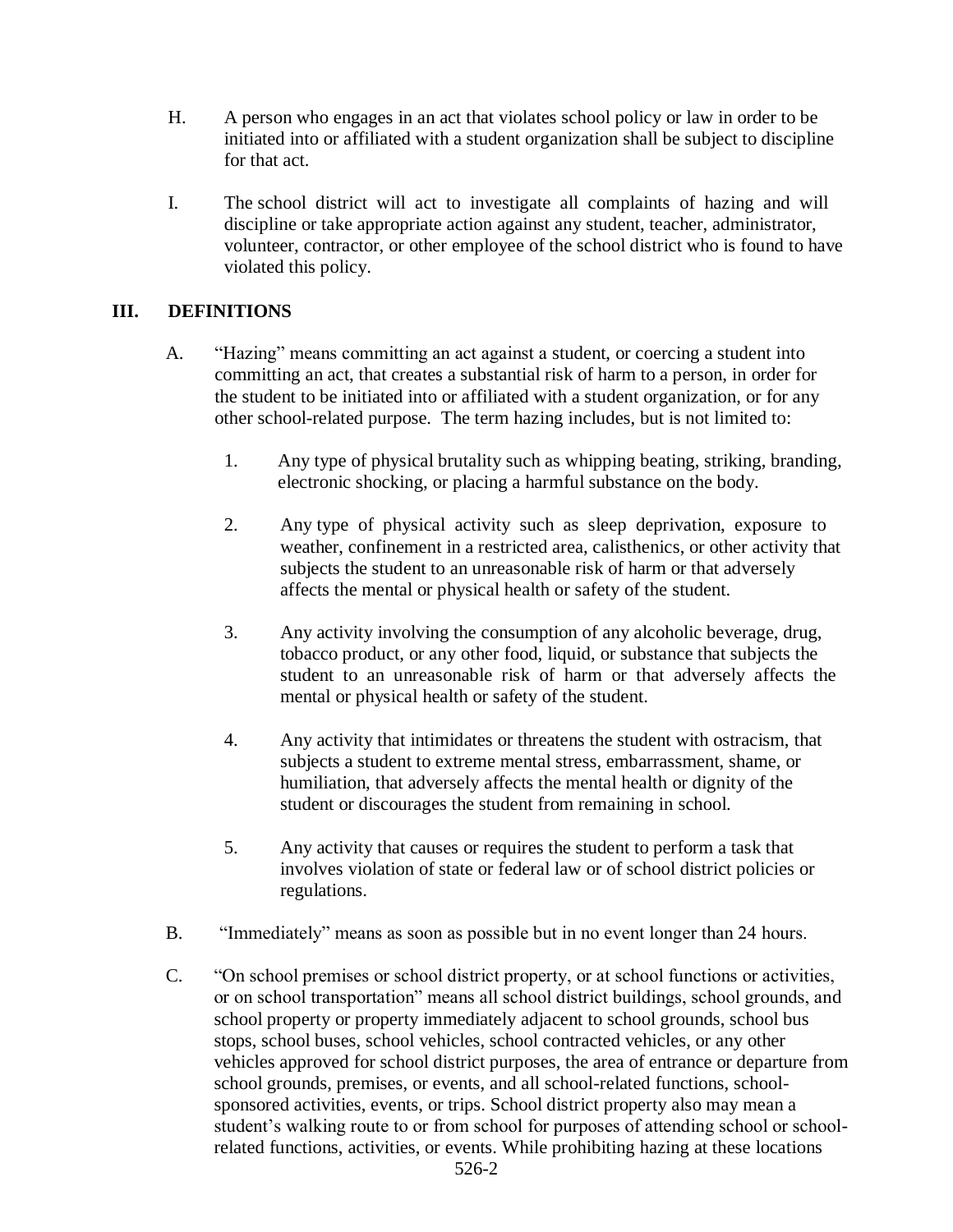H. A person who engages in an act that violates school policy or law in order to be initiated into or affiliated with a student organization shall be subject to discipline for that act.

I. The school district will act to investigate all complaints of hazing and will discipline or take appropriate action against any student, teacher, administrator, volunteer, contractor, or other employee of the school district who is found to have violated this policy.

## III. DEFINITIONS

A. "Hazing" means committing an act against a student, or coercing a student into committing an act, that creates a substantial risk of harm to a person, in order for the student to be initiated into or affiliated with a student organization, or for any other school-related purpose. The term hazing includes, but is not limited to:

1. Any type of physical brutality such as whipping beating, striking, branding, electronic shocking, or placing a harmful substance on the body.

2. Any type of physical activity such as sleep deprivation, exposure to weather, confinement in a restricted area, calisthenics, or other activity that subjects the student to an unreasonable risk of harm or that adversely affects the mental or physical health or safety of the student.

3. Any activity involving the consumption of any alcoholic beverage, drug, tobacco product, or any other food, liquid, or substance that subjects the student to an unreasonable risk of harm or that adversely affects the mental or physical health or safety of the student.

4. Any activity that intimidates or threatens the student with ostracism, that subjects a student to extreme mental stress, embarrassment, shame, or humiliation, that adversely affects the mental health or dignity of the student or discourages the student from remaining in school.

5. Any activity that causes or requires the student to perform a task that involves violation of state or federal law or of school district policies or regulations.

B. "Immediately" means as soon as possible but in no event longer than 24 hours.

C. "On school premises or school district property, or at school functions or activities, or on school transportation" means all school district buildings, school grounds, and school property or property immediately adjacent to school grounds, school bus stops, school buses, school vehicles, school contracted vehicles, or any other vehicles approved for school district purposes, the area of entrance or departure from school grounds, premises, or events, and all school-related functions, school-sponsored activities, events, or trips. School district property also may mean a student's walking route to or from school for purposes of attending school or school-related functions, activities, or events. While prohibiting hazing at these locations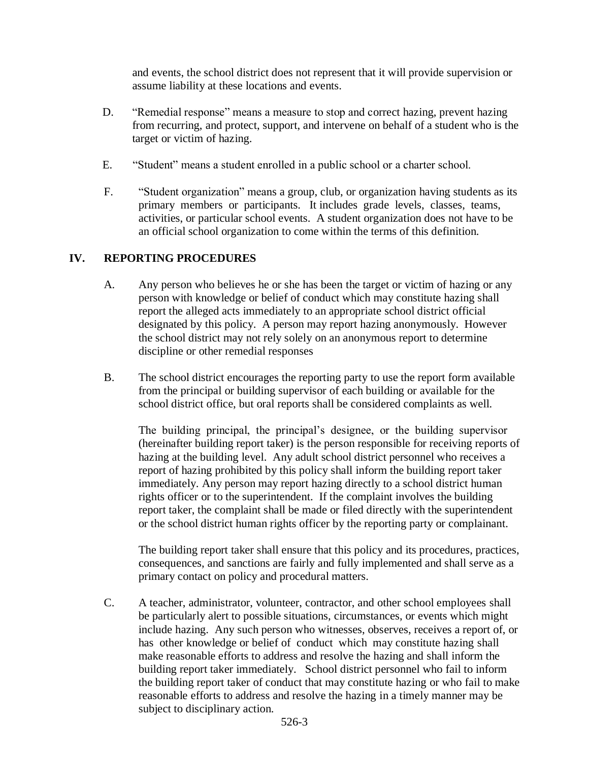and events, the school district does not represent that it will provide supervision or assume liability at these locations and events.

D. "Remedial response" means a measure to stop and correct hazing, prevent hazing from recurring, and protect, support, and intervene on behalf of a student who is the target or victim of hazing.

E. "Student" means a student enrolled in a public school or a charter school.

F. "Student organization" means a group, club, or organization having students as its primary members or participants. It includes grade levels, classes, teams, activities, or particular school events. A student organization does not have to be an official school organization to come within the terms of this definition.

## IV. REPORTING PROCEDURES

A. Any person who believes he or she has been the target or victim of hazing or any person with knowledge or belief of conduct which may constitute hazing shall report the alleged acts immediately to an appropriate school district official designated by this policy. A person may report hazing anonymously. However the school district may not rely solely on an anonymous report to determine discipline or other remedial responses

B. The school district encourages the reporting party to use the report form available from the principal or building supervisor of each building or available for the school district office, but oral reports shall be considered complaints as well.

The building principal, the principal's designee, or the building supervisor (hereinafter building report taker) is the person responsible for receiving reports of hazing at the building level. Any adult school district personnel who receives a report of hazing prohibited by this policy shall inform the building report taker immediately. Any person may report hazing directly to a school district human rights officer or to the superintendent. If the complaint involves the building report taker, the complaint shall be made or filed directly with the superintendent or the school district human rights officer by the reporting party or complainant.

The building report taker shall ensure that this policy and its procedures, practices, consequences, and sanctions are fairly and fully implemented and shall serve as a primary contact on policy and procedural matters.

C. A teacher, administrator, volunteer, contractor, and other school employees shall be particularly alert to possible situations, circumstances, or events which might include hazing. Any such person who witnesses, observes, receives a report of, or has other knowledge or belief of conduct which may constitute hazing shall make reasonable efforts to address and resolve the hazing and shall inform the building report taker immediately. School district personnel who fail to inform the building report taker of conduct that may constitute hazing or who fail to make reasonable efforts to address and resolve the hazing in a timely manner may be subject to disciplinary action.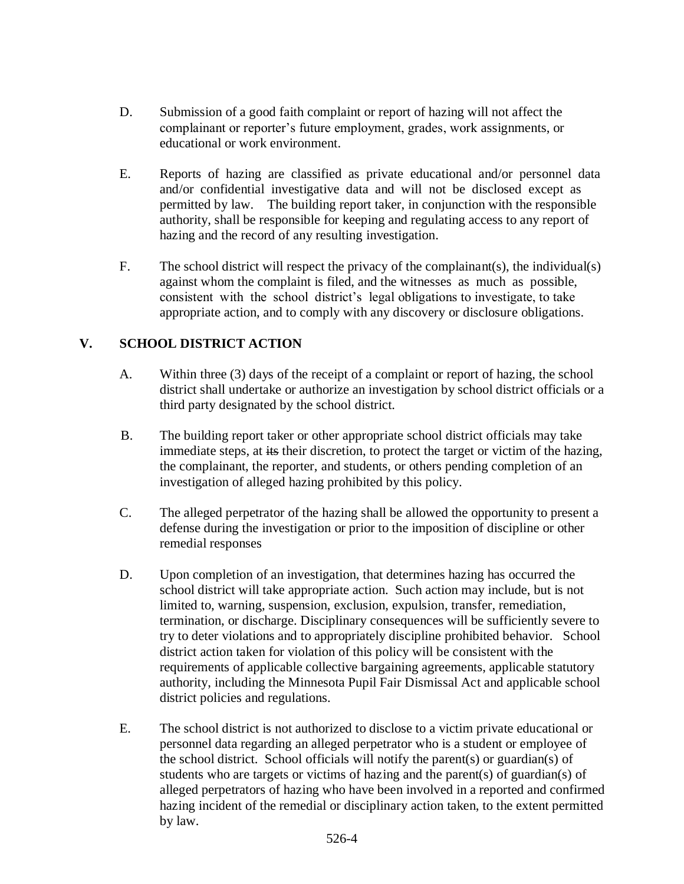D. Submission of a good faith complaint or report of hazing will not affect the complainant or reporter's future employment, grades, work assignments, or educational or work environment.

E. Reports of hazing are classified as private educational and/or personnel data and/or confidential investigative data and will not be disclosed except as permitted by law. The building report taker, in conjunction with the responsible authority, shall be responsible for keeping and regulating access to any report of hazing and the record of any resulting investigation.

F. The school district will respect the privacy of the complainant(s), the individual(s) against whom the complaint is filed, and the witnesses as much as possible, consistent with the school district's legal obligations to investigate, to take appropriate action, and to comply with any discovery or disclosure obligations.

## V. SCHOOL DISTRICT ACTION

A. Within three (3) days of the receipt of a complaint or report of hazing, the school district shall undertake or authorize an investigation by school district officials or a third party designated by the school district.

B. The building report taker or other appropriate school district officials may take immediate steps, at ~~its~~ their discretion, to protect the target or victim of the hazing, the complainant, the reporter, and students, or others pending completion of an investigation of alleged hazing prohibited by this policy.

C. The alleged perpetrator of the hazing shall be allowed the opportunity to present a defense during the investigation or prior to the imposition of discipline or other remedial responses

D. Upon completion of an investigation, that determines hazing has occurred the school district will take appropriate action. Such action may include, but is not limited to, warning, suspension, exclusion, expulsion, transfer, remediation, termination, or discharge. Disciplinary consequences will be sufficiently severe to try to deter violations and to appropriately discipline prohibited behavior. School district action taken for violation of this policy will be consistent with the requirements of applicable collective bargaining agreements, applicable statutory authority, including the Minnesota Pupil Fair Dismissal Act and applicable school district policies and regulations.

E. The school district is not authorized to disclose to a victim private educational or personnel data regarding an alleged perpetrator who is a student or employee of the school district. School officials will notify the parent(s) or guardian(s) of students who are targets or victims of hazing and the parent(s) of guardian(s) of alleged perpetrators of hazing who have been involved in a reported and confirmed hazing incident of the remedial or disciplinary action taken, to the extent permitted by law.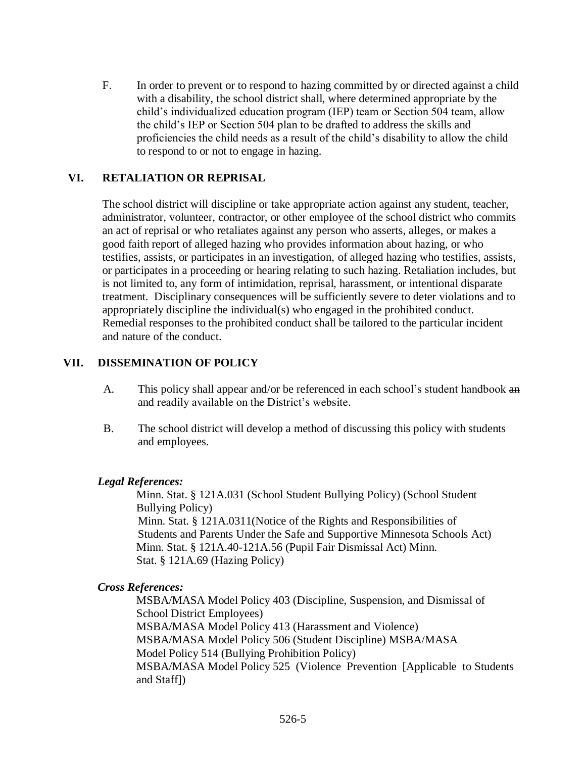F. In order to prevent or to respond to hazing committed by or directed against a child with a disability, the school district shall, where determined appropriate by the child's individualized education program (IEP) team or Section 504 team, allow the child's IEP or Section 504 plan to be drafted to address the skills and proficiencies the child needs as a result of the child's disability to allow the child to respond to or not to engage in hazing.

## VI. RETALIATION OR REPRISAL

The school district will discipline or take appropriate action against any student, teacher, administrator, volunteer, contractor, or other employee of the school district who commits an act of reprisal or who retaliates against any person who asserts, alleges, or makes a good faith report of alleged hazing who provides information about hazing, or who testifies, assists, or participates in an investigation, of alleged hazing who testifies, assists, or participates in a proceeding or hearing relating to such hazing. Retaliation includes, but is not limited to, any form of intimidation, reprisal, harassment, or intentional disparate treatment. Disciplinary consequences will be sufficiently severe to deter violations and to appropriately discipline the individual(s) who engaged in the prohibited conduct. Remedial responses to the prohibited conduct shall be tailored to the particular incident and nature of the conduct.

## VII. DISSEMINATION OF POLICY

A. This policy shall appear and/or be referenced in each school's student handbook ~~an~~ and readily available on the District's website.

B. The school district will develop a method of discussing this policy with students and employees.

***Legal References:***

Minn. Stat. § 121A.031 (School Student Bullying Policy) (School Student Bullying Policy)
Minn. Stat. § 121A.0311(Notice of the Rights and Responsibilities of Students and Parents Under the Safe and Supportive Minnesota Schools Act)
Minn. Stat. § 121A.40-121A.56 (Pupil Fair Dismissal Act) Minn. Stat. § 121A.69 (Hazing Policy)

***Cross References:***

MSBA/MASA Model Policy 403 (Discipline, Suspension, and Dismissal of School District Employees)
MSBA/MASA Model Policy 413 (Harassment and Violence)
MSBA/MASA Model Policy 506 (Student Discipline) MSBA/MASA Model Policy 514 (Bullying Prohibition Policy)
MSBA/MASA Model Policy 525 (Violence Prevention [Applicable to Students and Staff])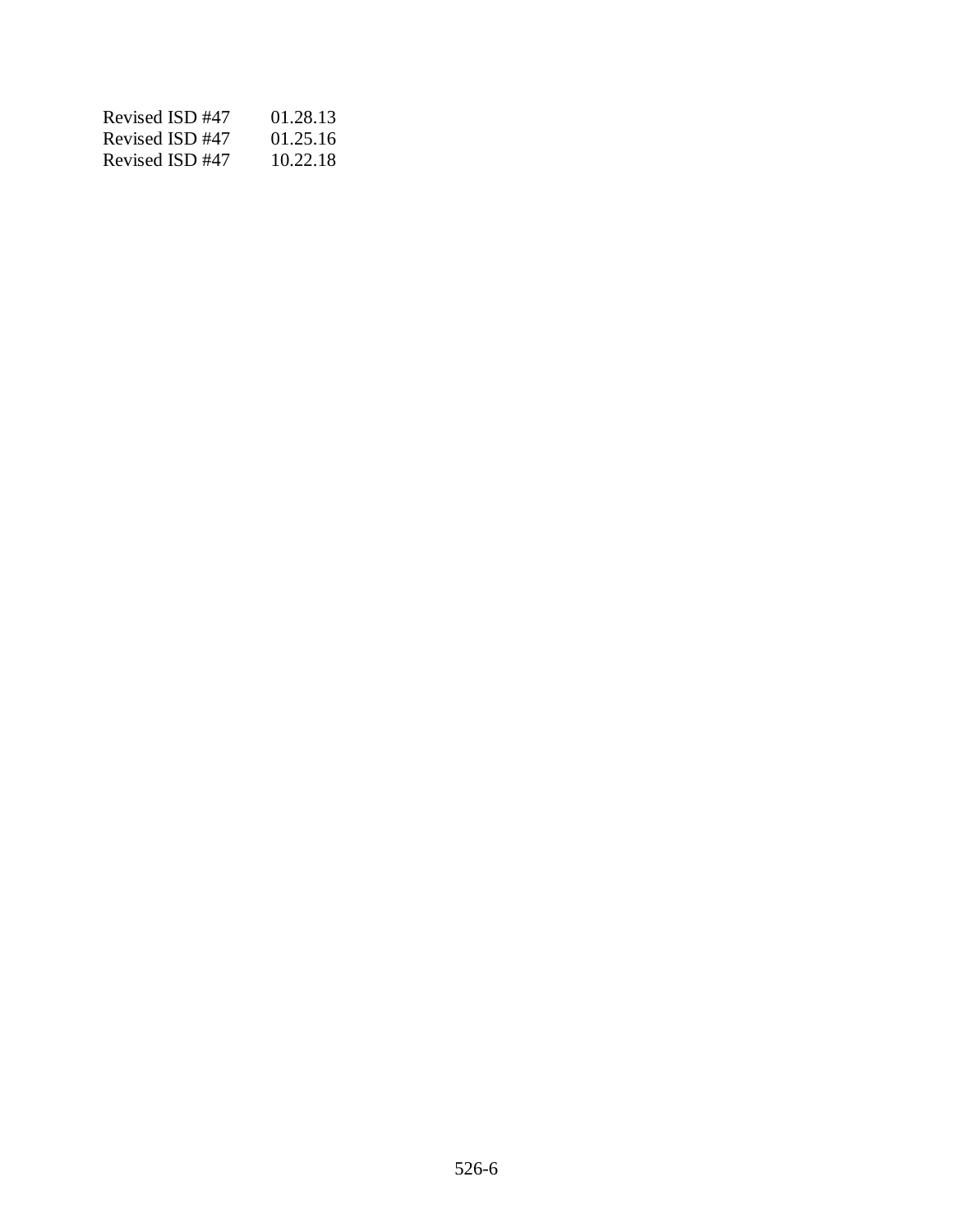Revised ISD #47 01.28.13
Revised ISD #47 01.25.16
Revised ISD #47 10.22.18